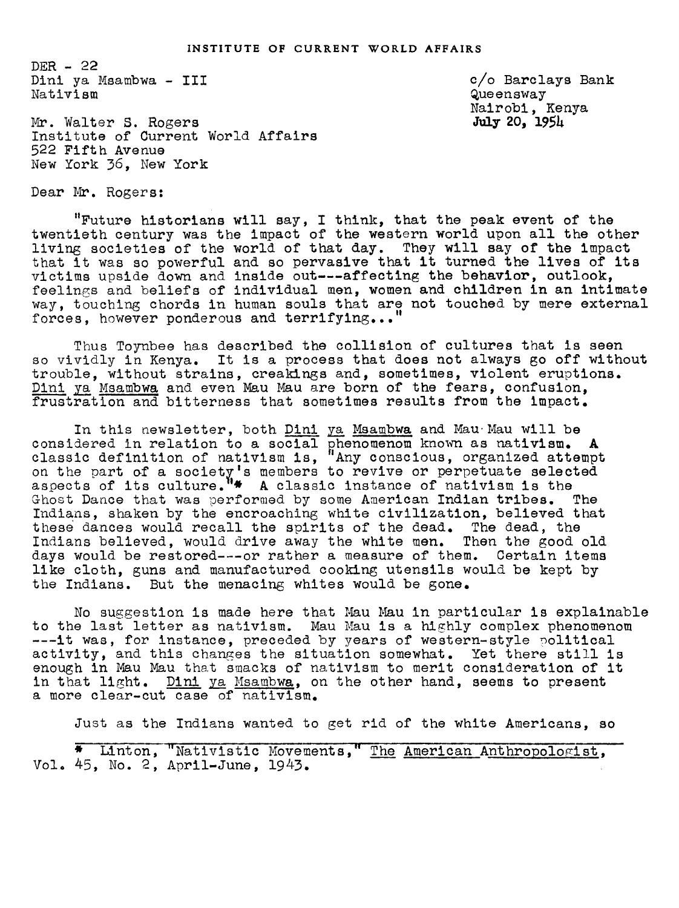INSTITUTE OF CURRENT WORLD AFFAIRS

DER - 22
Dini ya Msambwa - III
Nativism

c/o Barclays Bank
Queensway
Nairobi, Kenya
July 20, 1954

Mr. Walter S. Rogers
Institute of Current World Affairs
522 Fifth Avenue
New York 36, New York

Dear Mr. Rogers:

"Future historians will say, I think, that the peak event of the twentieth century was the impact of the western world upon all the other living societies of the world of that day. They will say of the impact that it was so powerful and so pervasive that it turned the lives of its victims upside down and inside out---affecting the behavior, outlook, feelings and beliefs of individual men, women and children in an intimate way, touching chords in human souls that are not touched by mere external forces, however ponderous and terrifying..."

Thus Toynbee has described the collision of cultures that is seen so vividly in Kenya. It is a process that does not always go off without trouble, without strains, creakings and, sometimes, violent eruptions. Dini ya Msambwa and even Mau Mau are born of the fears, confusion, frustration and bitterness that sometimes results from the impact.

In this newsletter, both Dini ya Msambwa and Mau Mau will be considered in relation to a social phenomenom known as nativism. A classic definition of nativism is, "Any conscious, organized attempt on the part of a society's members to revive or perpetuate selected aspects of its culture."* A classic instance of nativism is the Ghost Dance that was performed by some American Indian tribes. The Indians, shaken by the encroaching white civilization, believed that these dances would recall the spirits of the dead. The dead, the Indians believed, would drive away the white men. Then the good old days would be restored---or rather a measure of them. Certain items like cloth, guns and manufactured cooking utensils would be kept by the Indians. But the menacing whites would be gone.

No suggestion is made here that Mau Mau in particular is explainable to the last letter as nativism. Mau Mau is a highly complex phenomenom ---it was, for instance, preceded by years of western-style political activity, and this changes the situation somewhat. Yet there still is enough in Mau Mau that smacks of nativism to merit consideration of it in that light. Dini ya Msambwa, on the other hand, seems to present a more clear-cut case of nativism.

Just as the Indians wanted to get rid of the white Americans, so

---

* Linton, "Nativistic Movements," The American Anthropologist, Vol. 45, No. 2, April-June, 1943.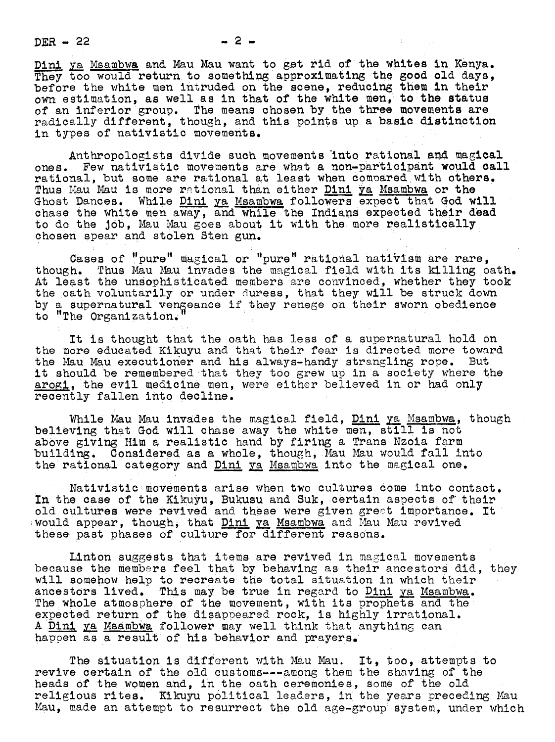*Dini ya Msambwa* and Mau Mau want to get rid of the whites in Kenya. They too would return to something approximating the good old days, before the white men intruded on the scene, reducing them in their own estimation, as well as in that of the white men, to the status of an inferior group. The means chosen by the three movements are radically different, though, and this points up a basic distinction in types of nativistic movements.

Anthropologists divide such movements into rational and magical ones. Few nativistic movements are what a non-participant would call rational, but some are rational at least when compared with others. Thus Mau Mau is more rational than either *Dini ya Msambwa* or the Ghost Dances. While *Dini ya Msambwa* followers expect that God will chase the white men away, and while the Indians expected their dead to do the job, Mau Mau goes about it with the more realistically chosen spear and stolen Sten gun.

Cases of "pure" magical or "pure" rational nativism are rare, though. Thus Mau Mau invades the magical field with its killing oath. At least the unsophisticated members are convinced, whether they took the oath voluntarily or under duress, that they will be struck down by a supernatural vengeance if they renege on their sworn obedience to "The Organization."

It is thought that the oath has less of a supernatural hold on the more educated Kikuyu and that their fear is directed more toward the Mau Mau executioner and his always-handy strangling rope. But it should be remembered that they too grew up in a society where the *arogi*, the evil medicine men, were either believed in or had only recently fallen into decline.

While Mau Mau invades the magical field, *Dini ya Msambwa*, though believing that God will chase away the white men, still is not above giving Him a realistic hand by firing a Trans Nzoia farm building. Considered as a whole, though, Mau Mau would fall into the rational category and *Dini ya Msambwa* into the magical one.

Nativistic movements arise when two cultures come into contact. In the case of the Kikuyu, Bukusu and Suk, certain aspects of their old cultures were revived and these were given great importance. It would appear, though, that *Dini ya Msambwa* and Mau Mau revived these past phases of culture for different reasons.

Linton suggests that items are revived in magical movements because the members feel that by behaving as their ancestors did, they will somehow help to recreate the total situation in which their ancestors lived. This may be true in regard to *Dini ya Msambwa*. The whole atmosphere of the movement, with its prophets and the expected return of the disappeared rock, is highly irrational. A *Dini ya Msambwa* follower may well think that anything can happen as a result of his behavior and prayers.

The situation is different with Mau Mau. It, too, attempts to revive certain of the old customs---among them the shaving of the heads of the women and, in the oath ceremonies, some of the old religious rites. Kikuyu political leaders, in the years preceding Mau Mau, made an attempt to resurrect the old age-group system, under which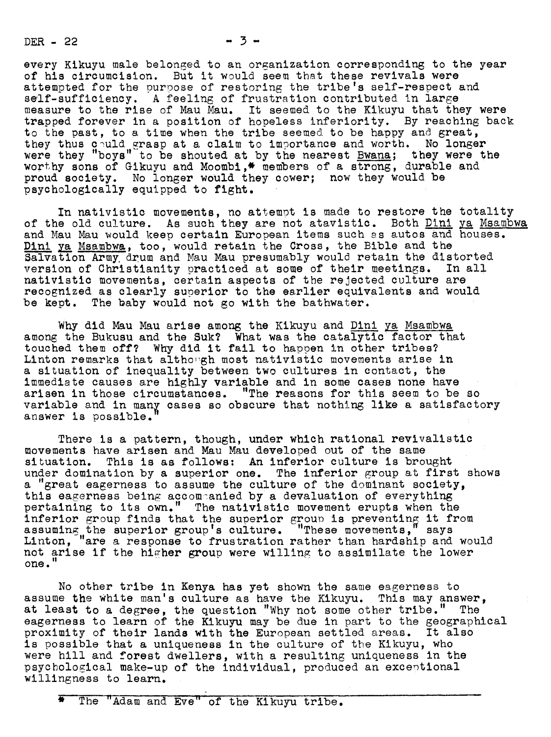every Kikuyu male belonged to an organization corresponding to the year of his circumcision. But it would seem that these revivals were attempted for the purpose of restoring the tribe's self-respect and self-sufficiency. A feeling of frustration contributed in large measure to the rise of Mau Mau. It seemed to the Kikuyu that they were trapped forever in a position of hopeless inferiority. By reaching back to the past, to a time when the tribe seemed to be happy and great, they thus could grasp at a claim to importance and worth. No longer were they "boys" to be shouted at by the nearest Bwana; they were the worthy sons of Gikuyu and Moombi,* members of a strong, durable and proud society. No longer would they cower; now they would be psychologically equipped to fight.

In nativistic movements, no attempt is made to restore the totality of the old culture. As such they are not atavistic. Both Dini ya Msambwa and Mau Mau would keep certain European items such as autos and houses. Dini ya Msambwa, too, would retain the Cross, the Bible and the Salvation Army drum and Mau Mau presumably would retain the distorted version of Christianity practiced at some of their meetings. In all nativistic movements, certain aspects of the rejected culture are recognized as clearly superior to the earlier equivalents and would be kept. The baby would not go with the bathwater.

Why did Mau Mau arise among the Kikuyu and Dini ya Msambwa among the Bukusu and the Suk? What was the catalytic factor that touched them off? Why did it fail to happen in other tribes? Linton remarks that although most nativistic movements arise in a situation of inequality between two cultures in contact, the immediate causes are highly variable and in some cases none have arisen in those circumstances. "The reasons for this seem to be so variable and in many cases so obscure that nothing like a satisfactory answer is possible."

There is a pattern, though, under which rational revivalistic movements have arisen and Mau Mau developed out of the same situation. This is as follows: An inferior culture is brought under domination by a superior one. The inferior group at first shows a "great eagerness to assume the culture of the dominant society, this eagerness being accompanied by a devaluation of everything pertaining to its own." The nativistic movement erupts when the inferior group finds that the superior group is preventing it from assuming the superior group's culture. "These movements," says Linton, "are a response to frustration rather than hardship and would not arise if the higher group were willing to assimilate the lower one."

No other tribe in Kenya has yet shown the same eagerness to assume the white man's culture as have the Kikuyu. This may answer, at least to a degree, the question "Why not some other tribe." The eagerness to learn of the Kikuyu may be due in part to the geographical proximity of their lands with the European settled areas. It also is possible that a uniqueness in the culture of the Kikuyu, who were hill and forest dwellers, with a resulting uniqueness in the psychological make-up of the individual, produced an exceptional willingness to learn.

---

* The "Adam and Eve" of the Kikuyu tribe.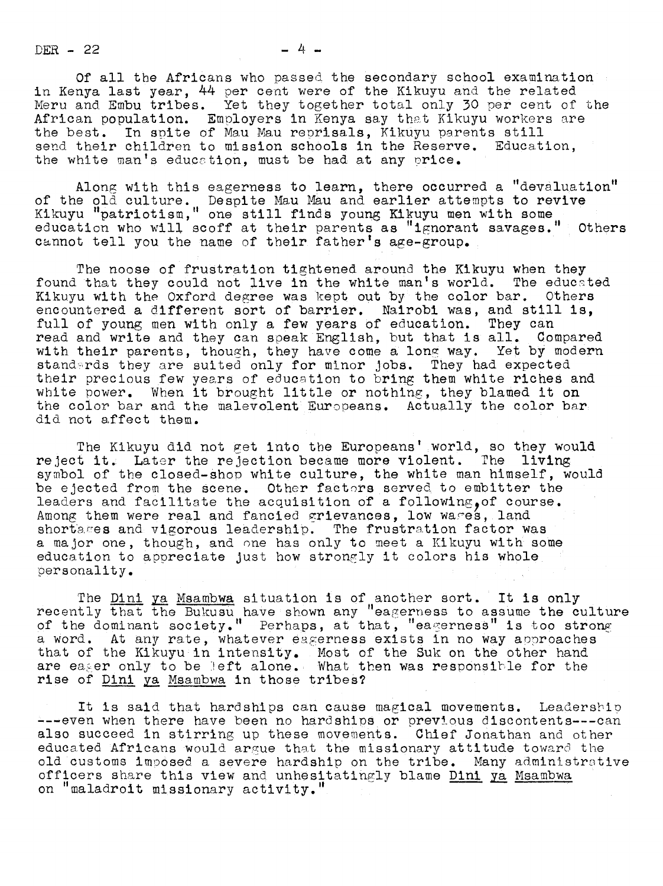Of all the Africans who passed the secondary school examination in Kenya last year, 44 per cent were of the Kikuyu and the related Meru and Embu tribes. Yet they together total only 30 per cent of the African population. Employers in Kenya say that Kikuyu workers are the best. In spite of Mau Mau reprisals, Kikuyu parents still send their children to mission schools in the Reserve. Education, the white man's education, must be had at any price.

Along with this eagerness to learn, there occurred a "devaluation" of the old culture. Despite Mau Mau and earlier attempts to revive Kikuyu "patriotism," one still finds young Kikuyu men with some education who will scoff at their parents as "ignorant savages." Others cannot tell you the name of their father's age-group.

The noose of frustration tightened around the Kikuyu when they found that they could not live in the white man's world. The educated Kikuyu with the Oxford degree was kept out by the color bar. Others encountered a different sort of barrier. Nairobi was, and still is, full of young men with only a few years of education. They can read and write and they can speak English, but that is all. Compared with their parents, though, they have come a long way. Yet by modern standards they are suited only for minor jobs. They had expected their precious few years of education to bring them white riches and white power. When it brought little or nothing, they blamed it on the color bar and the malevolent Europeans. Actually the color bar did not affect them.

The Kikuyu did not get into the Europeans' world, so they would reject it. Later the rejection became more violent. The living symbol of the closed-shop white culture, the white man himself, would be ejected from the scene. Other factors served to embitter the leaders and facilitate the acquisition of a following, of course. Among them were real and fancied grievances, low wages, land shortages and vigorous leadership. The frustration factor was a major one, though, and one has only to meet a Kikuyu with some education to appreciate just how strongly it colors his whole personality.

The Dini ya Msambwa situation is of another sort. It is only recently that the Bukusu have shown any "eagerness to assume the culture of the dominant society." Perhaps, at that, "eagerness" is too strong a word. At any rate, whatever eagerness exists in no way approaches that of the Kikuyu in intensity. Most of the Suk on the other hand are eager only to be left alone. What then was responsible for the rise of Dini ya Msambwa in those tribes?

It is said that hardships can cause magical movements. Leadership ---even when there have been no hardships or previous discontents---can also succeed in stirring up these movements. Chief Jonathan and other educated Africans would argue that the missionary attitude toward the old customs imposed a severe hardship on the tribe. Many administrative officers share this view and unhesitatingly blame Dini ya Msambwa on "maladroit missionary activity."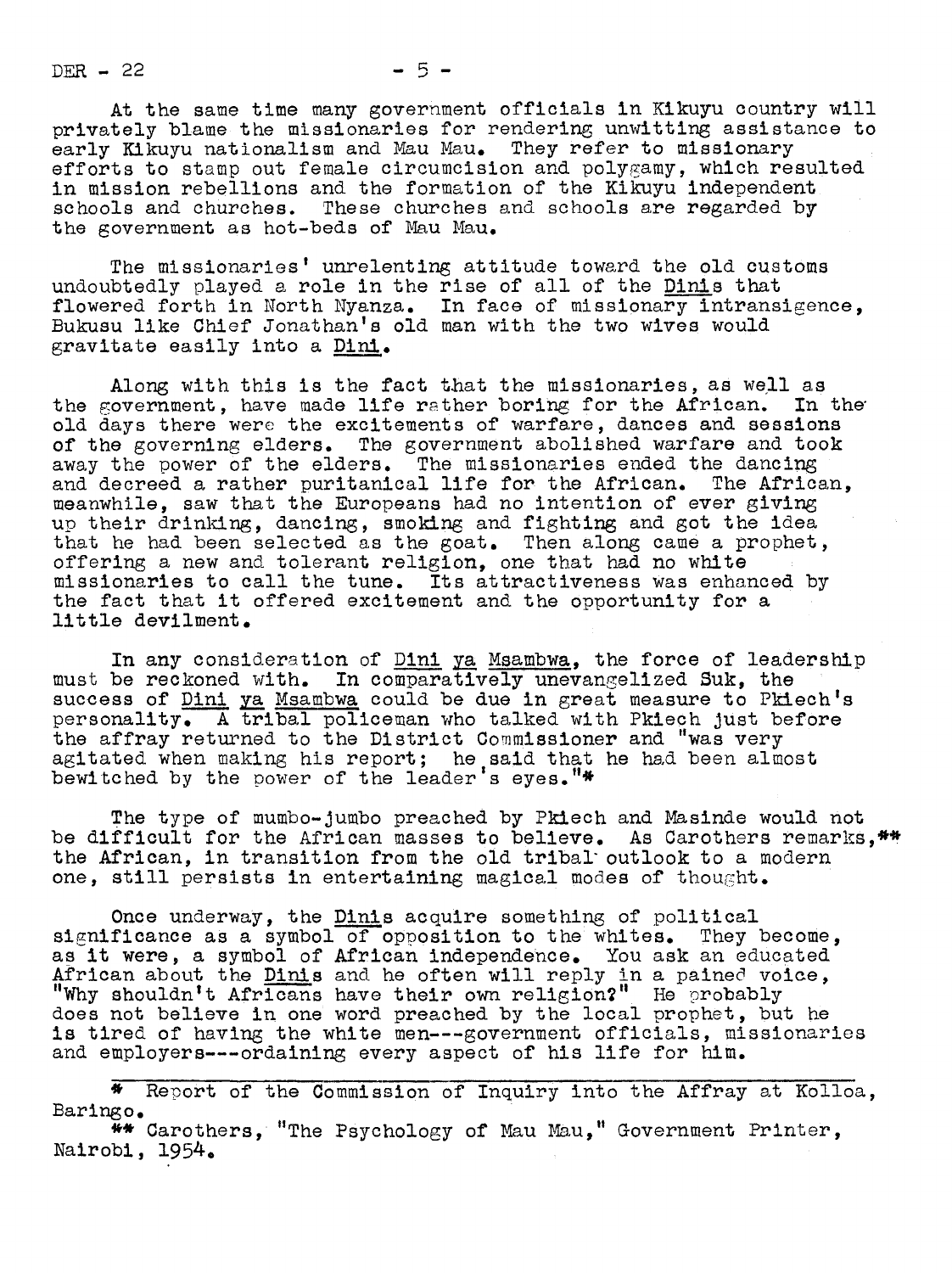At the same time many government officials in Kikuyu country will privately blame the missionaries for rendering unwitting assistance to early Kikuyu nationalism and Mau Mau. They refer to missionary efforts to stamp out female circumcision and polygamy, which resulted in mission rebellions and the formation of the Kikuyu independent schools and churches. These churches and schools are regarded by the government as hot-beds of Mau Mau.

The missionaries' unrelenting attitude toward the old customs undoubtedly played a role in the rise of all of the Dinis that flowered forth in North Nyanza. In face of missionary intransigence, Bukusu like Chief Jonathan's old man with the two wives would gravitate easily into a Dini.

Along with this is the fact that the missionaries, as well as the government, have made life rather boring for the African. In the old days there were the excitements of warfare, dances and sessions of the governing elders. The government abolished warfare and took away the power of the elders. The missionaries ended the dancing and decreed a rather puritanical life for the African. The African, meanwhile, saw that the Europeans had no intention of ever giving up their drinking, dancing, smoking and fighting and got the idea that he had been selected as the goat. Then along came a prophet, offering a new and tolerant religion, one that had no white missionaries to call the tune. Its attractiveness was enhanced by the fact that it offered excitement and the opportunity for a little devilment.

In any consideration of Dini ya Msambwa, the force of leadership must be reckoned with. In comparatively unevangelized Suk, the success of Dini ya Msambwa could be due in great measure to Pkiech's personality. A tribal policeman who talked with Pkiech just before the affray returned to the District Commissioner and "was very agitated when making his report; he said that he had been almost bewitched by the power of the leader's eyes."*

The type of mumbo-jumbo preached by Pkiech and Masinde would not be difficult for the African masses to believe. As Carothers remarks,** the African, in transition from the old tribal outlook to a modern one, still persists in entertaining magical modes of thought.

Once underway, the Dinis acquire something of political significance as a symbol of opposition to the whites. They become, as it were, a symbol of African independence. You ask an educated African about the Dinis and he often will reply in a pained voice, "Why shouldn't Africans have their own religion?" He probably does not believe in one word preached by the local prophet, but he is tired of having the white men---government officials, missionaries and employers---ordaining every aspect of his life for him.

---

\* Report of the Commission of Inquiry into the Affray at Kolloa, Baringo.

\*\* Carothers, "The Psychology of Mau Mau," Government Printer, Nairobi, 1954.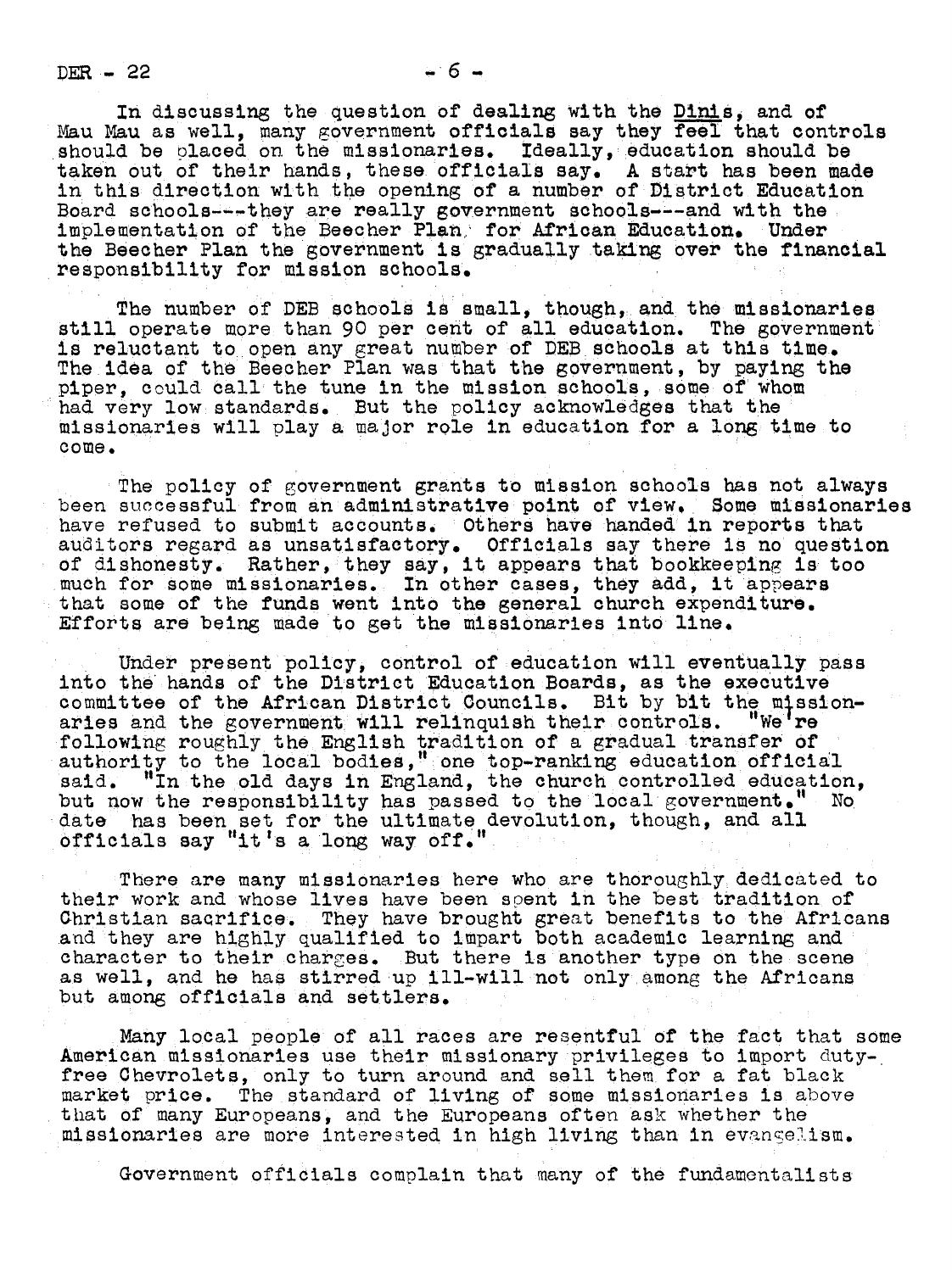In discussing the question of dealing with the Dinis, and of Mau Mau as well, many government officials say they feel that controls should be placed on the missionaries. Ideally, education should be taken out of their hands, these officials say. A start has been made in this direction with the opening of a number of District Education Board schools---they are really government schools---and with the implementation of the Beecher Plan for African Education. Under the Beecher Plan the government is gradually taking over the financial responsibility for mission schools.

The number of DEB schools is small, though, and the missionaries still operate more than 90 per cent of all education. The government is reluctant to open any great number of DEB schools at this time. The idea of the Beecher Plan was that the government, by paying the piper, could call the tune in the mission schools, some of whom had very low standards. But the policy acknowledges that the missionaries will play a major role in education for a long time to come.

The policy of government grants to mission schools has not always been successful from an administrative point of view. Some missionaries have refused to submit accounts. Others have handed in reports that auditors regard as unsatisfactory. Officials say there is no question of dishonesty. Rather, they say, it appears that bookkeeping is too much for some missionaries. In other cases, they add, it appears that some of the funds went into the general church expenditure. Efforts are being made to get the missionaries into line.

Under present policy, control of education will eventually pass into the hands of the District Education Boards, as the executive committee of the African District Councils. Bit by bit the missionaries and the government will relinquish their controls. "We're following roughly the English tradition of a gradual transfer of authority to the local bodies," one top-ranking education official said. "In the old days in England, the church controlled education, but now the responsibility has passed to the local government." No date has been set for the ultimate devolution, though, and all officials say "it's a long way off."

There are many missionaries here who are thoroughly dedicated to their work and whose lives have been spent in the best tradition of Christian sacrifice. They have brought great benefits to the Africans and they are highly qualified to impart both academic learning and character to their charges. But there is another type on the scene as well, and he has stirred up ill-will not only among the Africans but among officials and settlers.

Many local people of all races are resentful of the fact that some American missionaries use their missionary privileges to import duty-free Chevrolets, only to turn around and sell them for a fat black market price. The standard of living of some missionaries is above that of many Europeans, and the Europeans often ask whether the missionaries are more interested in high living than in evangelism.

Government officials complain that many of the fundamentalists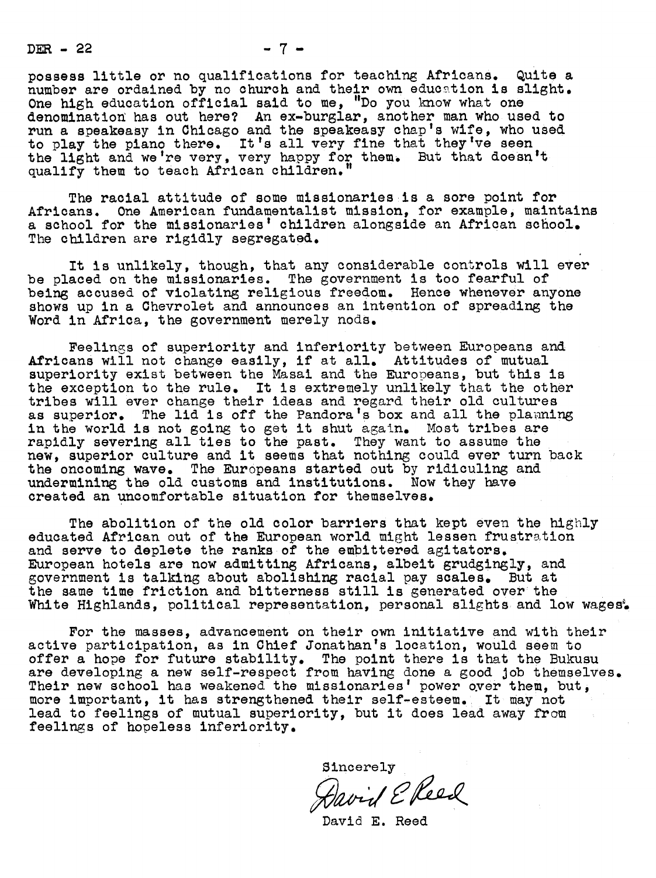possess little or no qualifications for teaching Africans. Quite a number are ordained by no church and their own education is slight. One high education official said to me, "Do you know what one denomination has out here? An ex-burglar, another man who used to run a speakeasy in Chicago and the speakeasy chap's wife, who used to play the piano there. It's all very fine that they've seen the light and we're very, very happy for them. But that doesn't qualify them to teach African children."

The racial attitude of some missionaries is a sore point for Africans. One American fundamentalist mission, for example, maintains a school for the missionaries' children alongside an African school. The children are rigidly segregated.

It is unlikely, though, that any considerable controls will ever be placed on the missionaries. The government is too fearful of being accused of violating religious freedom. Hence whenever anyone shows up in a Chevrolet and announces an intention of spreading the Word in Africa, the government merely nods.

Feelings of superiority and inferiority between Europeans and Africans will not change easily, if at all. Attitudes of mutual superiority exist between the Masai and the Europeans, but this is the exception to the rule. It is extremely unlikely that the other tribes will ever change their ideas and regard their old cultures as superior. The lid is off the Pandora's box and all the planning in the world is not going to get it shut again. Most tribes are rapidly severing all ties to the past. They want to assume the new, superior culture and it seems that nothing could ever turn back the oncoming wave. The Europeans started out by ridiculing and undermining the old customs and institutions. Now they have created an uncomfortable situation for themselves.

The abolition of the old color barriers that kept even the highly educated African out of the European world might lessen frustration and serve to deplete the ranks of the embittered agitators. European hotels are now admitting Africans, albeit grudgingly, and government is talking about abolishing racial pay scales. But at the same time friction and bitterness still is generated over the White Highlands, political representation, personal slights and low wages.

For the masses, advancement on their own initiative and with their active participation, as in Chief Jonathan's location, would seem to offer a hope for future stability. The point there is that the Bukusu are developing a new self-respect from having done a good job themselves. Their new school has weakened the missionaries' power over them, but, more important, it has strengthened their self-esteem. It may not lead to feelings of mutual superiority, but it does lead away from feelings of hopeless inferiority.

Sincerely

David E Reed

David E. Reed